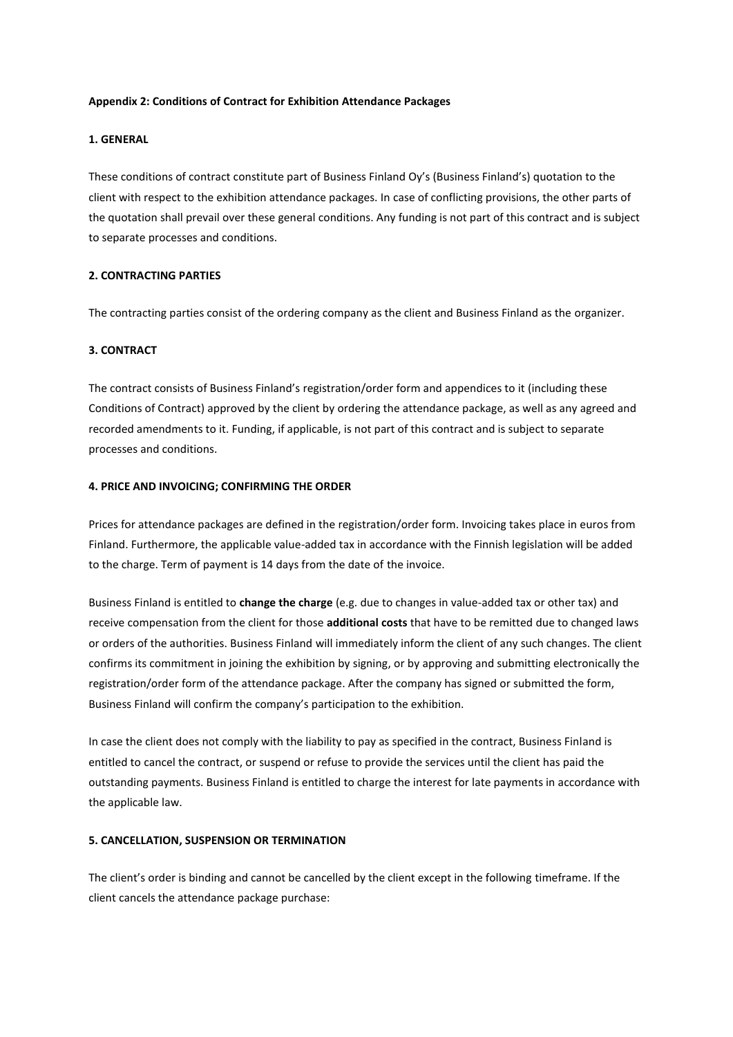**Appendix 2: Conditions of Contract for Exhibition Attendance Packages**

**1. GENERAL**

These conditions of contract constitute part of Business Finland Oy's (Business Finland's) quotation to the client with respect to the exhibition attendance packages. In case of conflicting provisions, the other parts of the quotation shall prevail over these general conditions. Any funding is not part of this contract and is subject to separate processes and conditions.

**2. CONTRACTING PARTIES**

The contracting parties consist of the ordering company as the client and Business Finland as the organizer.

**3. CONTRACT**

The contract consists of Business Finland's registration/order form and appendices to it (including these Conditions of Contract) approved by the client by ordering the attendance package, as well as any agreed and recorded amendments to it. Funding, if applicable, is not part of this contract and is subject to separate processes and conditions.

**4. PRICE AND INVOICING; CONFIRMING THE ORDER**

Prices for attendance packages are defined in the registration/order form. Invoicing takes place in euros from Finland. Furthermore, the applicable value-added tax in accordance with the Finnish legislation will be added to the charge. Term of payment is 14 days from the date of the invoice.

Business Finland is entitled to **change the charge** (e.g. due to changes in value-added tax or other tax) and receive compensation from the client for those **additional costs** that have to be remitted due to changed laws or orders of the authorities. Business Finland will immediately inform the client of any such changes. The client confirms its commitment in joining the exhibition by signing, or by approving and submitting electronically the registration/order form of the attendance package. After the company has signed or submitted the form, Business Finland will confirm the company's participation to the exhibition.

In case the client does not comply with the liability to pay as specified in the contract, Business Finland is entitled to cancel the contract, or suspend or refuse to provide the services until the client has paid the outstanding payments. Business Finland is entitled to charge the interest for late payments in accordance with the applicable law.

**5. CANCELLATION, SUSPENSION OR TERMINATION**

The client's order is binding and cannot be cancelled by the client except in the following timeframe. If the client cancels the attendance package purchase: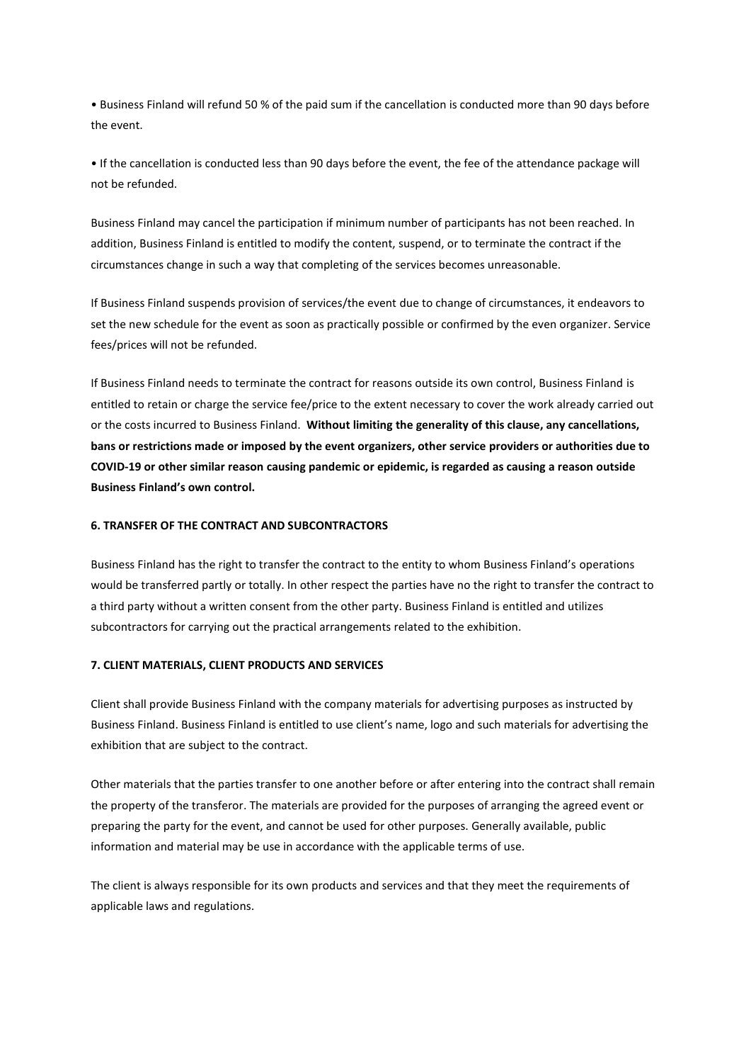• Business Finland will refund 50 % of the paid sum if the cancellation is conducted more than 90 days before the event.

• If the cancellation is conducted less than 90 days before the event, the fee of the attendance package will not be refunded.

Business Finland may cancel the participation if minimum number of participants has not been reached. In addition, Business Finland is entitled to modify the content, suspend, or to terminate the contract if the circumstances change in such a way that completing of the services becomes unreasonable.

If Business Finland suspends provision of services/the event due to change of circumstances, it endeavors to set the new schedule for the event as soon as practically possible or confirmed by the even organizer. Service fees/prices will not be refunded.

If Business Finland needs to terminate the contract for reasons outside its own control, Business Finland is entitled to retain or charge the service fee/price to the extent necessary to cover the work already carried out or the costs incurred to Business Finland. **Without limiting the generality of this clause, any cancellations, bans or restrictions made or imposed by the event organizers, other service providers or authorities due to COVID-19 or other similar reason causing pandemic or epidemic, is regarded as causing a reason outside Business Finland's own control.**

**6. TRANSFER OF THE CONTRACT AND SUBCONTRACTORS**

Business Finland has the right to transfer the contract to the entity to whom Business Finland's operations would be transferred partly or totally. In other respect the parties have no the right to transfer the contract to a third party without a written consent from the other party. Business Finland is entitled and utilizes subcontractors for carrying out the practical arrangements related to the exhibition.

**7. CLIENT MATERIALS, CLIENT PRODUCTS AND SERVICES**

Client shall provide Business Finland with the company materials for advertising purposes as instructed by Business Finland. Business Finland is entitled to use client's name, logo and such materials for advertising the exhibition that are subject to the contract.

Other materials that the parties transfer to one another before or after entering into the contract shall remain the property of the transferor. The materials are provided for the purposes of arranging the agreed event or preparing the party for the event, and cannot be used for other purposes. Generally available, public information and material may be use in accordance with the applicable terms of use.

The client is always responsible for its own products and services and that they meet the requirements of applicable laws and regulations.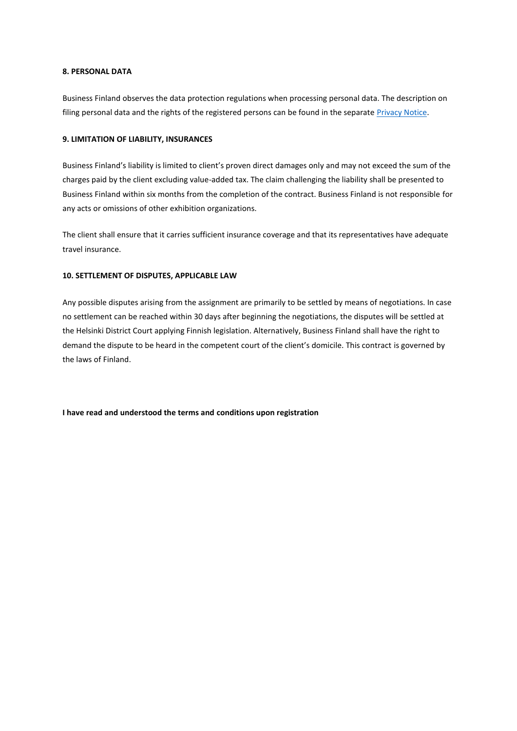**8. PERSONAL DATA**

Business Finland observes the data protection regulations when processing personal data. The description on filing personal data and the rights of the registered persons can be found in the separate Privacy Notice.

**9. LIMITATION OF LIABILITY, INSURANCES**

Business Finland's liability is limited to client's proven direct damages only and may not exceed the sum of the charges paid by the client excluding value-added tax. The claim challenging the liability shall be presented to Business Finland within six months from the completion of the contract. Business Finland is not responsible for any acts or omissions of other exhibition organizations.

The client shall ensure that it carries sufficient insurance coverage and that its representatives have adequate travel insurance.

**10. SETTLEMENT OF DISPUTES, APPLICABLE LAW**

Any possible disputes arising from the assignment are primarily to be settled by means of negotiations. In case no settlement can be reached within 30 days after beginning the negotiations, the disputes will be settled at the Helsinki District Court applying Finnish legislation. Alternatively, Business Finland shall have the right to demand the dispute to be heard in the competent court of the client's domicile. This contract is governed by the laws of Finland.

**I have read and understood the terms and conditions upon registration**